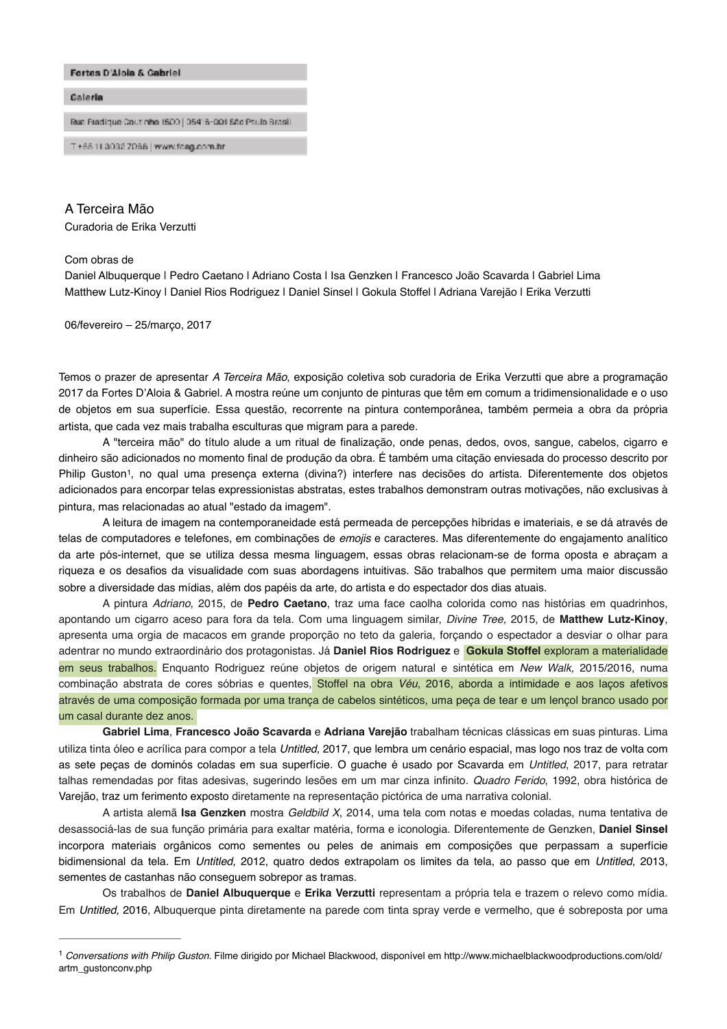Fortes D'Aloia & Gabriel

Galeria

Rua Fradique Coutinho 1500 | 05416-001 São Paulo Brasil

T +55 11 3032 7066 | www.fdag.com.br

# A Terceira Mão

Curadoria de Erika Verzutti

Com obras de

Daniel Albuquerque | Pedro Caetano | Adriano Costa | Isa Genzken | Francesco João Scavarda | Gabriel Lima
Matthew Lutz-Kinoy | Daniel Rios Rodriguez | Daniel Sinsel | Gokula Stoffel | Adriana Varejão | Erika Verzutti

06/fevereiro – 25/março, 2017

Temos o prazer de apresentar *A Terceira Mão*, exposição coletiva sob curadoria de Erika Verzutti que abre a programação 2017 da Fortes D'Aloia & Gabriel. A mostra reúne um conjunto de pinturas que têm em comum a tridimensionalidade e o uso de objetos em sua superfície. Essa questão, recorrente na pintura contemporânea, também permeia a obra da própria artista, que cada vez mais trabalha esculturas que migram para a parede.

A "terceira mão" do título alude a um ritual de finalização, onde penas, dedos, ovos, sangue, cabelos, cigarro e dinheiro são adicionados no momento final de produção da obra. É também uma citação enviesada do processo descrito por Philip Guston[1], no qual uma presença externa (divina?) interfere nas decisões do artista. Diferentemente dos objetos adicionados para encorpar telas expressionistas abstratas, estes trabalhos demonstram outras motivações, não exclusivas à pintura, mas relacionadas ao atual "estado da imagem".

A leitura de imagem na contemporaneidade está permeada de percepções híbridas e imateriais, e se dá através de telas de computadores e telefones, em combinações de *emojis* e caracteres. Mas diferentemente do engajamento analítico da arte pós-internet, que se utiliza dessa mesma linguagem, essas obras relacionam-se de forma oposta e abraçam a riqueza e os desafios da visualidade com suas abordagens intuitivas. São trabalhos que permitem uma maior discussão sobre a diversidade das mídias, além dos papéis da arte, do artista e do espectador dos dias atuais.

A pintura *Adriano*, 2015, de **Pedro Caetano**, traz uma face caolha colorida como nas histórias em quadrinhos, apontando um cigarro aceso para fora da tela. Com uma linguagem similar, *Divine Tree,* 2015, de **Matthew Lutz-Kinoy**, apresenta uma orgia de macacos em grande proporção no teto da galeria, forçando o espectador a desviar o olhar para adentrar no mundo extraordinário dos protagonistas. Já **Daniel Rios Rodriguez** e **Gokula Stoffel** exploram a materialidade em seus trabalhos. Enquanto Rodriguez reúne objetos de origem natural e sintética em *New Walk,* 2015/2016, numa combinação abstrata de cores sóbrias e quentes, Stoffel na obra *Véu*, 2016, aborda a intimidade e aos laços afetivos através de uma composição formada por uma trança de cabelos sintéticos, uma peça de tear e um lençol branco usado por um casal durante dez anos.

**Gabriel Lima**, **Francesco João Scavarda** e **Adriana Varejão** trabalham técnicas clássicas em suas pinturas. Lima utiliza tinta óleo e acrílica para compor a tela *Untitled,* 2017, que lembra um cenário espacial, mas logo nos traz de volta com as sete peças de dominós coladas em sua superfície. O guache é usado por Scavarda em *Untitled*, 2017, para retratar talhas remendadas por fitas adesivas, sugerindo lesões em um mar cinza infinito. *Quadro Ferido*, 1992, obra histórica de Varejão, traz um ferimento exposto diretamente na representação pictórica de uma narrativa colonial.

A artista alemã **Isa Genzken** mostra *Geldbild X*, 2014, uma tela com notas e moedas coladas, numa tentativa de desassociá-las de sua função primária para exaltar matéria, forma e iconologia. Diferentemente de Genzken, **Daniel Sinsel** incorpora materiais orgânicos como sementes ou peles de animais em composições que perpassam a superfície bidimensional da tela. Em *Untitled,* 2012, quatro dedos extrapolam os limites da tela, ao passo que em *Untitled*, 2013, sementes de castanhas não conseguem sobrepor as tramas.

Os trabalhos de **Daniel Albuquerque** e **Erika Verzutti** representam a própria tela e trazem o relevo como mídia. Em *Untitled,* 2016, Albuquerque pinta diretamente na parede com tinta spray verde e vermelho, que é sobreposta por uma

---

[1] *Conversations with Philip Guston.* Filme dirigido por Michael Blackwood, disponível em http://www.michaelblackwoodproductions.com/old/artm_gustonconv.php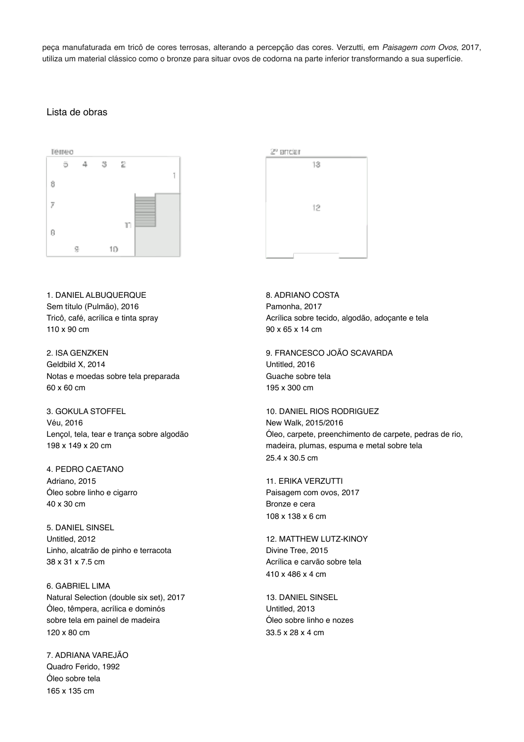peça manufaturada em tricô de cores terrosas, alterando a percepção das cores. Verzutti, em *Paisagem com Ovos*, 2017, utiliza um material clássico como o bronze para situar ovos de codorna na parte inferior transformando a sua superfície.

## Lista de obras

Térreo

2º andar

1. DANIEL ALBUQUERQUE
Sem título (Pulmão), 2016
Tricô, café, acrílica e tinta spray
110 x 90 cm

2. ISA GENZKEN
Geldbild X, 2014
Notas e moedas sobre tela preparada
60 x 60 cm

3. GOKULA STOFFEL
Véu, 2016
Lençol, tela, tear e trança sobre algodão
198 x 149 x 20 cm

4. PEDRO CAETANO
Adriano, 2015
Óleo sobre linho e cigarro
40 x 30 cm

5. DANIEL SINSEL
Untitled, 2012
Linho, alcatrão de pinho e terracota
38 x 31 x 7.5 cm

6. GABRIEL LIMA
Natural Selection (double six set), 2017
Óleo, têmpera, acrílica e dominós
sobre tela em painel de madeira
120 x 80 cm

7. ADRIANA VAREJÃO
Quadro Ferido, 1992
Óleo sobre tela
165 x 135 cm

8. ADRIANO COSTA
Pamonha, 2017
Acrílica sobre tecido, algodão, adoçante e tela
90 x 65 x 14 cm

9. FRANCESCO JOÃO SCAVARDA
Untitled, 2016
Guache sobre tela
195 x 300 cm

10. DANIEL RIOS RODRIGUEZ
New Walk, 2015/2016
Óleo, carpete, preenchimento de carpete, pedras de rio, madeira, plumas, espuma e metal sobre tela
25.4 x 30.5 cm

11. ERIKA VERZUTTI
Paisagem com ovos, 2017
Bronze e cera
108 x 138 x 6 cm

12. MATTHEW LUTZ-KINOY
Divine Tree, 2015
Acrílica e carvão sobre tela
410 x 486 x 4 cm

13. DANIEL SINSEL
Untitled, 2013
Óleo sobre linho e nozes
33.5 x 28 x 4 cm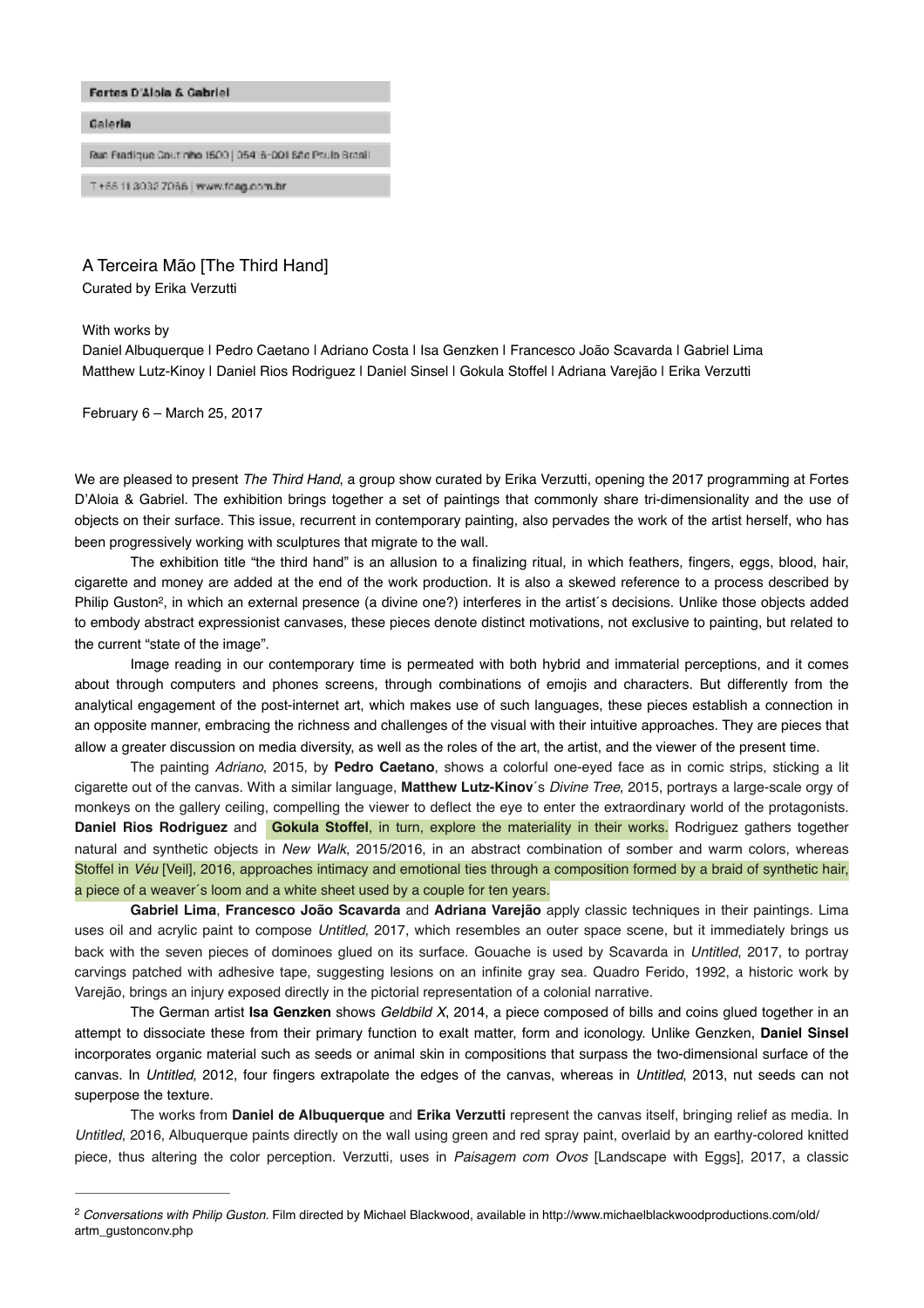Fortes D'Aloia & Gabriel

Galeria

Rua Fradique Coutinho 1500 | 05416-001 São Paulo Brasil

T +55 11 3032 7066 | www.fdag.com.br

A Terceira Mão [The Third Hand]
Curated by Erika Verzutti

With works by
Daniel Albuquerque | Pedro Caetano | Adriano Costa | Isa Genzken | Francesco João Scavarda | Gabriel Lima
Matthew Lutz-Kinoy | Daniel Rios Rodriguez | Daniel Sinsel | Gokula Stoffel | Adriana Varejão | Erika Verzutti

February 6 – March 25, 2017

We are pleased to present *The Third Hand*, a group show curated by Erika Verzutti, opening the 2017 programming at Fortes D'Aloia & Gabriel. The exhibition brings together a set of paintings that commonly share tri-dimensionality and the use of objects on their surface. This issue, recurrent in contemporary painting, also pervades the work of the artist herself, who has been progressively working with sculptures that migrate to the wall.

The exhibition title "the third hand" is an allusion to a finalizing ritual, in which feathers, fingers, eggs, blood, hair, cigarette and money are added at the end of the work production. It is also a skewed reference to a process described by Philip Guston[2], in which an external presence (a divine one?) interferes in the artist´s decisions. Unlike those objects added to embody abstract expressionist canvases, these pieces denote distinct motivations, not exclusive to painting, but related to the current "state of the image".

Image reading in our contemporary time is permeated with both hybrid and immaterial perceptions, and it comes about through computers and phones screens, through combinations of emojis and characters. But differently from the analytical engagement of the post-internet art, which makes use of such languages, these pieces establish a connection in an opposite manner, embracing the richness and challenges of the visual with their intuitive approaches. They are pieces that allow a greater discussion on media diversity, as well as the roles of the art, the artist, and the viewer of the present time.

The painting *Adriano*, 2015, by **Pedro Caetano**, shows a colorful one-eyed face as in comic strips, sticking a lit cigarette out of the canvas. With a similar language, **Matthew Lutz-Kinov**´s *Divine Tree*, 2015, portrays a large-scale orgy of monkeys on the gallery ceiling, compelling the viewer to deflect the eye to enter the extraordinary world of the protagonists. **Daniel Rios Rodriguez** and **Gokula Stoffel**, in turn, explore the materiality in their works. Rodriguez gathers together natural and synthetic objects in *New Walk*, 2015/2016, in an abstract combination of somber and warm colors, whereas Stoffel in *Véu* [Veil], 2016, approaches intimacy and emotional ties through a composition formed by a braid of synthetic hair, a piece of a weaver´s loom and a white sheet used by a couple for ten years.

**Gabriel Lima**, **Francesco João Scavarda** and **Adriana Varejão** apply classic techniques in their paintings. Lima uses oil and acrylic paint to compose *Untitled*, 2017, which resembles an outer space scene, but it immediately brings us back with the seven pieces of dominoes glued on its surface. Gouache is used by Scavarda in *Untitled*, 2017, to portray carvings patched with adhesive tape, suggesting lesions on an infinite gray sea. Quadro Ferido, 1992, a historic work by Varejão, brings an injury exposed directly in the pictorial representation of a colonial narrative.

The German artist **Isa Genzken** shows *Geldbild X*, 2014, a piece composed of bills and coins glued together in an attempt to dissociate these from their primary function to exalt matter, form and iconology. Unlike Genzken, **Daniel Sinsel** incorporates organic material such as seeds or animal skin in compositions that surpass the two-dimensional surface of the canvas. In *Untitled*, 2012, four fingers extrapolate the edges of the canvas, whereas in *Untitled*, 2013, nut seeds can not superpose the texture.

The works from **Daniel de Albuquerque** and **Erika Verzutti** represent the canvas itself, bringing relief as media. In *Untitled*, 2016, Albuquerque paints directly on the wall using green and red spray paint, overlaid by an earthy-colored knitted piece, thus altering the color perception. Verzutti, uses in *Paisagem com Ovos* [Landscape with Eggs], 2017, a classic

---

[2] *Conversations with Philip Guston.* Film directed by Michael Blackwood, available in http://www.michaelblackwoodproductions.com/old/artm_gustonconv.php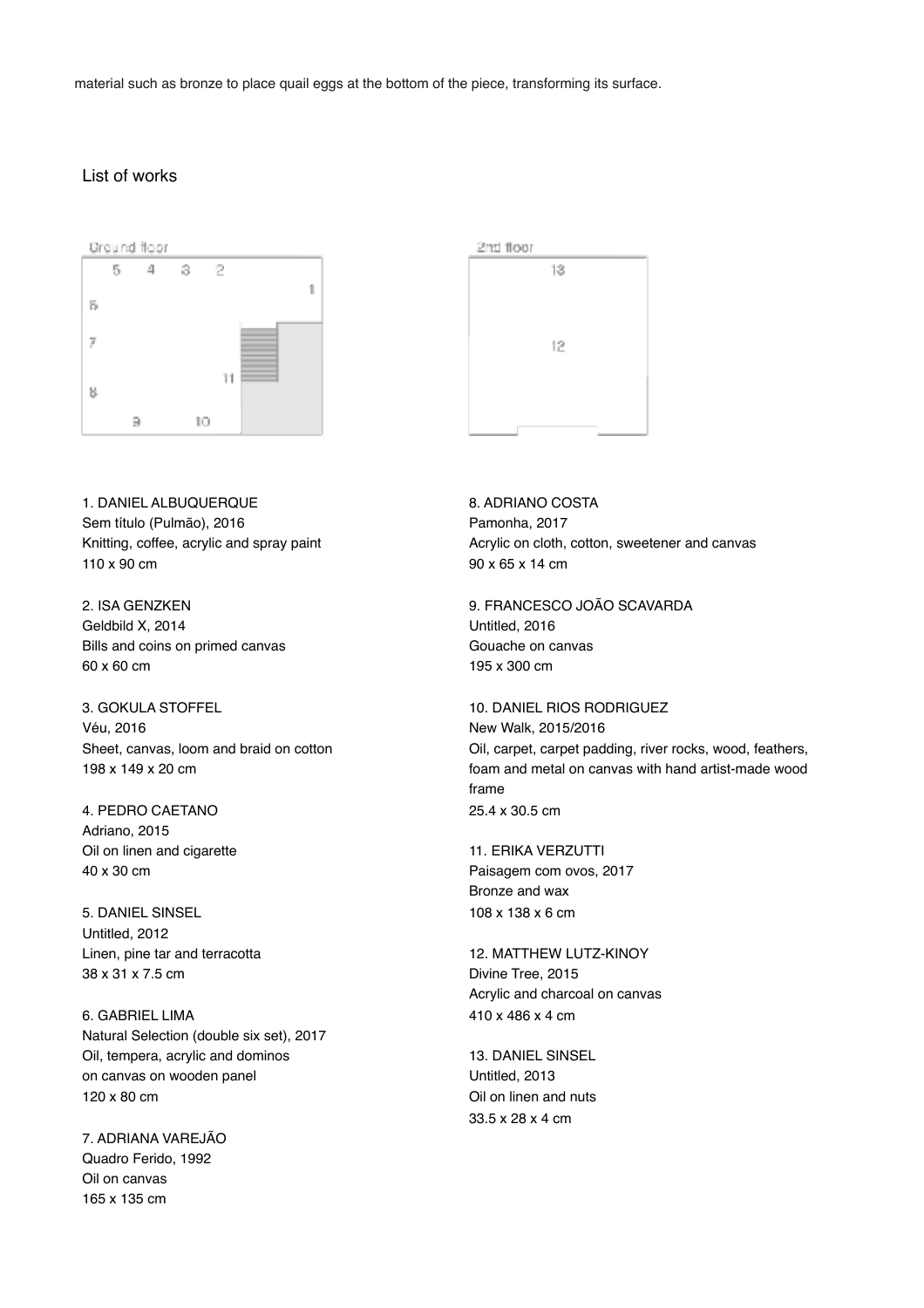material such as bronze to place quail eggs at the bottom of the piece, transforming its surface.

## List of works

Ground floor

5 4 3 2

1

6

7

11

8

9 10

2nd floor

13

12

1. DANIEL ALBUQUERQUE
Sem título (Pulmão), 2016
Knitting, coffee, acrylic and spray paint
110 x 90 cm

2. ISA GENZKEN
Geldbild X, 2014
Bills and coins on primed canvas
60 x 60 cm

3. GOKULA STOFFEL
Véu, 2016
Sheet, canvas, loom and braid on cotton
198 x 149 x 20 cm

4. PEDRO CAETANO
Adriano, 2015
Oil on linen and cigarette
40 x 30 cm

5. DANIEL SINSEL
Untitled, 2012
Linen, pine tar and terracotta
38 x 31 x 7.5 cm

6. GABRIEL LIMA
Natural Selection (double six set), 2017
Oil, tempera, acrylic and dominos
on canvas on wooden panel
120 x 80 cm

7. ADRIANA VAREJÃO
Quadro Ferido, 1992
Oil on canvas
165 x 135 cm

8. ADRIANO COSTA
Pamonha, 2017
Acrylic on cloth, cotton, sweetener and canvas
90 x 65 x 14 cm

9. FRANCESCO JOÃO SCAVARDA
Untitled, 2016
Gouache on canvas
195 x 300 cm

10. DANIEL RIOS RODRIGUEZ
New Walk, 2015/2016
Oil, carpet, carpet padding, river rocks, wood, feathers, foam and metal on canvas with hand artist-made wood frame
25.4 x 30.5 cm

11. ERIKA VERZUTTI
Paisagem com ovos, 2017
Bronze and wax
108 x 138 x 6 cm

12. MATTHEW LUTZ-KINOY
Divine Tree, 2015
Acrylic and charcoal on canvas
410 x 486 x 4 cm

13. DANIEL SINSEL
Untitled, 2013
Oil on linen and nuts
33.5 x 28 x 4 cm